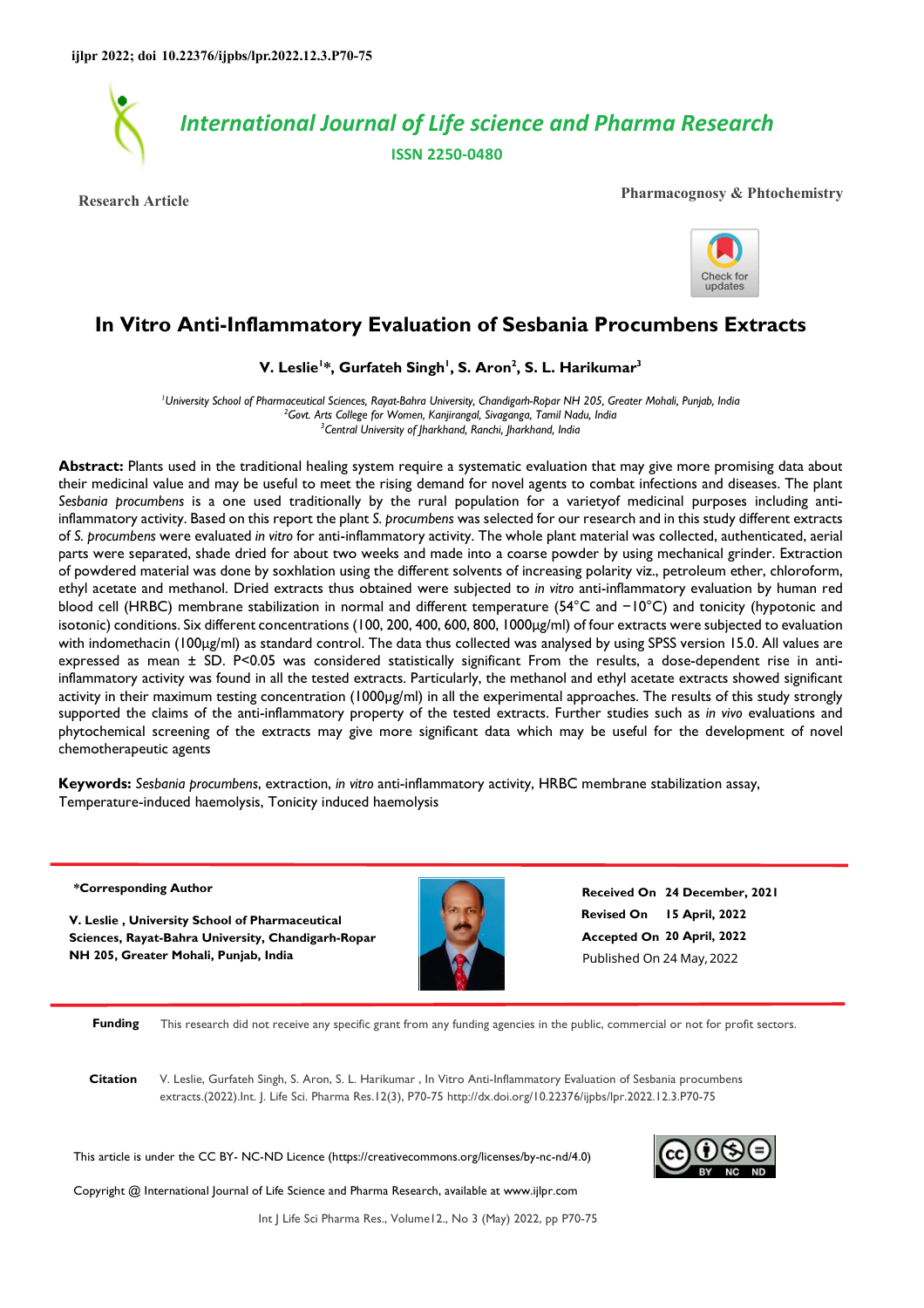ijlpr 2022; doi 10.22376/ijpbs/lpr.2022.12.3.P70-75

*International Journal of Life science and Pharma Research*

**ISSN 2250-0480**

**Research Article** | **Pharmacognosy & Phtochemistry**

# In Vitro Anti-Inflammatory Evaluation of Sesbania Procumbens Extracts

**V. Leslie[1]*, Gurfateh Singh[1], S. Aron[2], S. L. Harikumar[3]**

*[1]University School of Pharmaceutical Sciences, Rayat-Bahra University, Chandigarh-Ropar NH 205, Greater Mohali, Punjab, India*
*[2]Govt. Arts College for Women, Kanjirangal, Sivaganga, Tamil Nadu, India*
*[3]Central University of Jharkhand, Ranchi, Jharkhand, India*

**Abstract:** Plants used in the traditional healing system require a systematic evaluation that may give more promising data about their medicinal value and may be useful to meet the rising demand for novel agents to combat infections and diseases. The plant *Sesbania procumbens* is a one used traditionally by the rural population for a varietyof medicinal purposes including anti-inflammatory activity. Based on this report the plant *S. procumbens* was selected for our research and in this study different extracts of *S. procumbens* were evaluated *in vitro* for anti-inflammatory activity. The whole plant material was collected, authenticated, aerial parts were separated, shade dried for about two weeks and made into a coarse powder by using mechanical grinder. Extraction of powdered material was done by soxhlation using the different solvents of increasing polarity viz., petroleum ether, chloroform, ethyl acetate and methanol. Dried extracts thus obtained were subjected to *in vitro* anti-inflammatory evaluation by human red blood cell (HRBC) membrane stabilization in normal and different temperature (54°C and −10°C) and tonicity (hypotonic and isotonic) conditions. Six different concentrations (100, 200, 400, 600, 800, 1000µg/ml) of four extracts were subjected to evaluation with indomethacin (100µg/ml) as standard control. The data thus collected was analysed by using SPSS version 15.0. All values are expressed as mean ± SD. P<0.05 was considered statistically significant From the results, a dose-dependent rise in anti-inflammatory activity was found in all the tested extracts. Particularly, the methanol and ethyl acetate extracts showed significant activity in their maximum testing concentration (1000µg/ml) in all the experimental approaches. The results of this study strongly supported the claims of the anti-inflammatory property of the tested extracts. Further studies such as *in vivo* evaluations and phytochemical screening of the extracts may give more significant data which may be useful for the development of novel chemotherapeutic agents

**Keywords:** *Sesbania procumbens*, extraction, *in vitro* anti-inflammatory activity, HRBC membrane stabilization assay, Temperature-induced haemolysis, Tonicity induced haemolysis

**\*Corresponding Author**

**V. Leslie , University School of Pharmaceutical Sciences, Rayat-Bahra University, Chandigarh-Ropar NH 205, Greater Mohali, Punjab, India**

**Received On** 24 December, 2021
**Revised On** 15 April, 2022
**Accepted On** 20 April, 2022
Published On 24 May, 2022

**Funding** This research did not receive any specific grant from any funding agencies in the public, commercial or not for profit sectors.

**Citation** V. Leslie, Gurfateh Singh, S. Aron, S. L. Harikumar , In Vitro Anti-Inflammatory Evaluation of Sesbania procumbens extracts.(2022).Int. J. Life Sci. Pharma Res.12(3), P70-75 http://dx.doi.org/10.22376/ijpbs/lpr.2022.12.3.P70-75

This article is under the CC BY- NC-ND Licence (https://creativecommons.org/licenses/by-nc-nd/4.0)

Copyright @ International Journal of Life Science and Pharma Research, available at www.ijlpr.com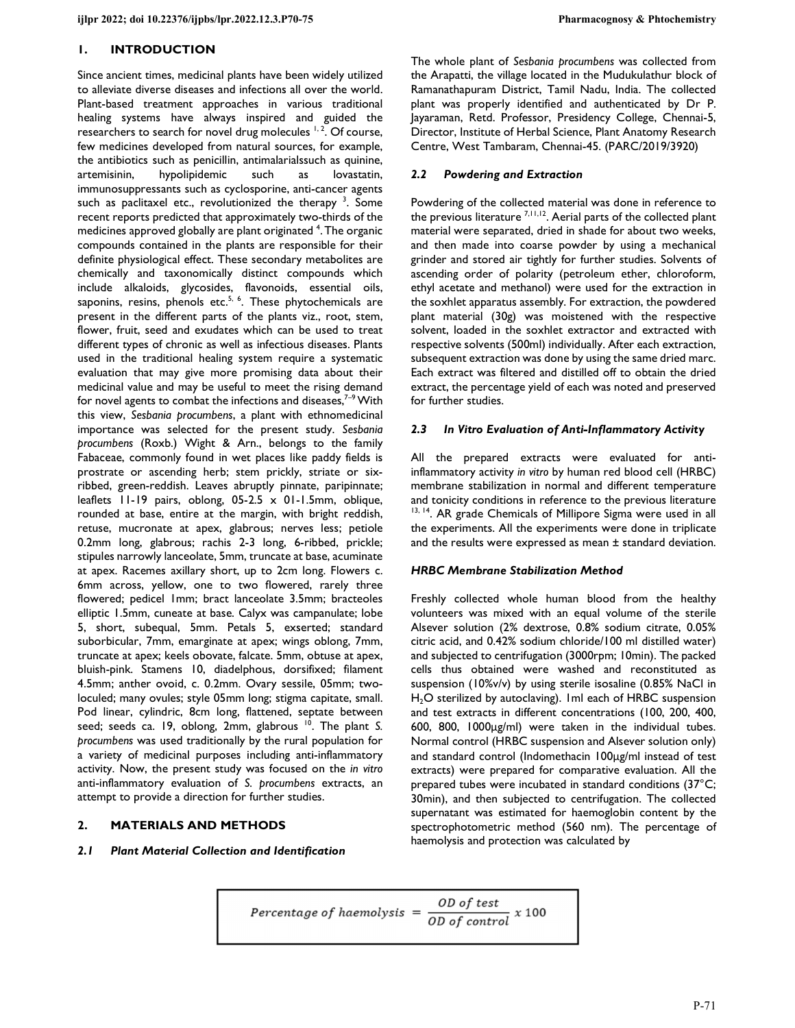## 1. INTRODUCTION

Since ancient times, medicinal plants have been widely utilized to alleviate diverse diseases and infections all over the world. Plant-based treatment approaches in various traditional healing systems have always inspired and guided the researchers to search for novel drug molecules [1, 2]. Of course, few medicines developed from natural sources, for example, the antibiotics such as penicillin, antimalarialssuch as quinine, artemisinin, hypolipidemic such as lovastatin, immunosuppressants such as cyclosporine, anti-cancer agents such as paclitaxel etc., revolutionized the therapy [3]. Some recent reports predicted that approximately two-thirds of the medicines approved globally are plant originated [4]. The organic compounds contained in the plants are responsible for their definite physiological effect. These secondary metabolites are chemically and taxonomically distinct compounds which include alkaloids, glycosides, flavonoids, essential oils, saponins, resins, phenols etc.[5, 6]. These phytochemicals are present in the different parts of the plants viz., root, stem, flower, fruit, seed and exudates which can be used to treat different types of chronic as well as infectious diseases. Plants used in the traditional healing system require a systematic evaluation that may give more promising data about their medicinal value and may be useful to meet the rising demand for novel agents to combat the infections and diseases,[7–9] With this view, *Sesbania procumbens*, a plant with ethnomedicinal importance was selected for the present study. *Sesbania procumbens* (Roxb.) Wight & Arn., belongs to the family Fabaceae, commonly found in wet places like paddy fields is prostrate or ascending herb; stem prickly, striate or six-ribbed, green-reddish. Leaves abruptly pinnate, paripinnate; leaflets 11-19 pairs, oblong, 05-2.5 x 01-1.5mm, oblique, rounded at base, entire at the margin, with bright reddish, retuse, mucronate at apex, glabrous; nerves less; petiole 0.2mm long, glabrous; rachis 2-3 long, 6-ribbed, prickle; stipules narrowly lanceolate, 5mm, truncate at base, acuminate at apex. Racemes axillary short, up to 2cm long. Flowers c. 6mm across, yellow, one to two flowered, rarely three flowered; pedicel 1mm; bract lanceolate 3.5mm; bracteoles elliptic 1.5mm, cuneate at base. Calyx was campanulate; lobe 5, short, subequal, 5mm. Petals 5, exserted; standard suborbicular, 7mm, emarginate at apex; wings oblong, 7mm, truncate at apex; keels obovate, falcate. 5mm, obtuse at apex, bluish-pink. Stamens 10, diadelphous, dorsifixed; filament 4.5mm; anther ovoid, c. 0.2mm. Ovary sessile, 05mm; two-loculed; many ovules; style 05mm long; stigma capitate, small. Pod linear, cylindric, 8cm long, flattened, septate between seed; seeds ca. 19, oblong, 2mm, glabrous [10]. The plant *S. procumbens* was used traditionally by the rural population for a variety of medicinal purposes including anti-inflammatory activity. Now, the present study was focused on the *in vitro* anti-inflammatory evaluation of *S. procumbens* extracts, an attempt to provide a direction for further studies.

## 2. MATERIALS AND METHODS

### 2.1 Plant Material Collection and Identification

The whole plant of *Sesbania procumbens* was collected from the Arapatti, the village located in the Mudukulathur block of Ramanathapuram District, Tamil Nadu, India. The collected plant was properly identified and authenticated by Dr P. Jayaraman, Retd. Professor, Presidency College, Chennai-5, Director, Institute of Herbal Science, Plant Anatomy Research Centre, West Tambaram, Chennai-45. (PARC/2019/3920)

### 2.2 Powdering and Extraction

Powdering of the collected material was done in reference to the previous literature [7,11,12]. Aerial parts of the collected plant material were separated, dried in shade for about two weeks, and then made into coarse powder by using a mechanical grinder and stored air tightly for further studies. Solvents of ascending order of polarity (petroleum ether, chloroform, ethyl acetate and methanol) were used for the extraction in the soxhlet apparatus assembly. For extraction, the powdered plant material (30g) was moistened with the respective solvent, loaded in the soxhlet extractor and extracted with respective solvents (500ml) individually. After each extraction, subsequent extraction was done by using the same dried marc. Each extract was filtered and distilled off to obtain the dried extract, the percentage yield of each was noted and preserved for further studies.

### 2.3 In Vitro Evaluation of Anti-Inflammatory Activity

All the prepared extracts were evaluated for anti-inflammatory activity *in vitro* by human red blood cell (HRBC) membrane stabilization in normal and different temperature and tonicity conditions in reference to the previous literature [13, 14]. AR grade Chemicals of Millipore Sigma were used in all the experiments. All the experiments were done in triplicate and the results were expressed as mean ± standard deviation.

#### HRBC Membrane Stabilization Method

Freshly collected whole human blood from the healthy volunteers was mixed with an equal volume of the sterile Alsever solution (2% dextrose, 0.8% sodium citrate, 0.05% citric acid, and 0.42% sodium chloride/100 ml distilled water) and subjected to centrifugation (3000rpm; 10min). The packed cells thus obtained were washed and reconstituted as suspension (10%v/v) by using sterile isosaline (0.85% NaCl in $H_2O$ sterilized by autoclaving). 1ml each of HRBC suspension and test extracts in different concentrations (100, 200, 400, 600, 800, 1000μg/ml) were taken in the individual tubes. Normal control (HRBC suspension and Alsever solution only) and standard control (Indomethacin 100μg/ml instead of test extracts) were prepared for comparative evaluation. All the prepared tubes were incubated in standard conditions (37°C; 30min), and then subjected to centrifugation. The collected supernatant was estimated for haemoglobin content by the spectrophotometric method (560 nm). The percentage of haemolysis and protection was calculated by

$$\text{Percentage of haemolysis} = \frac{\text{OD of test}}{\text{OD of control}} \times 100$$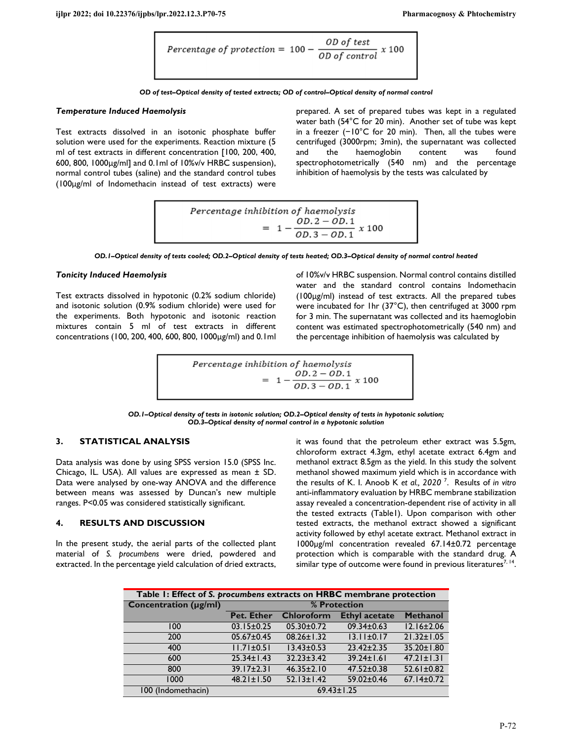$$Percentage\ of\ protection = 100 - \frac{OD\ of\ test}{OD\ of\ control} \times 100$$

*OD of test–Optical density of tested extracts; OD of control–Optical density of normal control*

### *Temperature Induced Haemolysis*

Test extracts dissolved in an isotonic phosphate buffer solution were used for the experiments. Reaction mixture (5 ml of test extracts in different concentration [100, 200, 400, 600, 800, 1000µg/ml] and 0.1ml of 10%v/v HRBC suspension), normal control tubes (saline) and the standard control tubes (100µg/ml of Indomethacin instead of test extracts) were prepared. A set of prepared tubes was kept in a regulated water bath (54°C for 20 min). Another set of tube was kept in a freezer (−10°C for 20 min). Then, all the tubes were centrifuged (3000rpm; 3min), the supernatant was collected and the haemoglobin content was found spectrophotometrically (540 nm) and the percentage inhibition of haemolysis by the tests was calculated by

$$Percentage\ inhibition\ of\ haemolysis = 1 - \frac{OD.2 - OD.1}{OD.3 - OD.1} \times 100$$

*OD.1–Optical density of tests cooled; OD.2–Optical density of tests heated; OD.3–Optical density of normal control heated*

### *Tonicity Induced Haemolysis*

Test extracts dissolved in hypotonic (0.2% sodium chloride) and isotonic solution (0.9% sodium chloride) were used for the experiments. Both hypotonic and isotonic reaction mixtures contain 5 ml of test extracts in different concentrations (100, 200, 400, 600, 800, 1000µg/ml) and 0.1ml of 10%v/v HRBC suspension. Normal control contains distilled water and the standard control contains Indomethacin (100µg/ml) instead of test extracts. All the prepared tubes were incubated for 1hr (37°C), then centrifuged at 3000 rpm for 3 min. The supernatant was collected and its haemoglobin content was estimated spectrophotometrically (540 nm) and the percentage inhibition of haemolysis was calculated by

$$Percentage\ inhibition\ of\ haemolysis = 1 - \frac{OD.2 - OD.1}{OD.3 - OD.1} \times 100$$

*OD.1–Optical density of tests in isotonic solution; OD.2–Optical density of tests in hypotonic solution; OD.3–Optical density of normal control in a hypotonic solution*

## 3. STATISTICAL ANALYSIS

Data analysis was done by using SPSS version 15.0 (SPSS Inc. Chicago, IL. USA). All values are expressed as mean ± SD. Data were analysed by one-way ANOVA and the difference between means was assessed by Duncan's new multiple ranges. P<0.05 was considered statistically significant.

## 4. RESULTS AND DISCUSSION

In the present study, the aerial parts of the collected plant material of *S. procumbens* were dried, powdered and extracted. In the percentage yield calculation of dried extracts, it was found that the petroleum ether extract was 5.5gm, chloroform extract 4.3gm, ethyl acetate extract 6.4gm and methanol extract 8.5gm as the yield. In this study the solvent methanol showed maximum yield which is in accordance with the results of K. I. Anoob K *et al., 2020* [7]. Results of *in vitro* anti-inflammatory evaluation by HRBC membrane stabilization assay revealed a concentration-dependent rise of activity in all the tested extracts (Table1). Upon comparison with other tested extracts, the methanol extract showed a significant activity followed by ethyl acetate extract. Methanol extract in 1000µg/ml concentration revealed 67.14±0.72 percentage protection which is comparable with the standard drug. A similar type of outcome were found in previous literatures[7, 14].

**Table 1: Effect of *S. procumbens* extracts on HRBC membrane protection**

| Concentration (µg/ml) | % Protection | | | |
|---|---|---|---|---|
| | Pet. Ether | Chloroform | Ethyl acetate | Methanol |
| 100 | 03.15±0.25 | 05.30±0.72 | 09.34±0.63 | 12.16±2.06 |
| 200 | 05.67±0.45 | 08.26±1.32 | 13.11±0.17 | 21.32±1.05 |
| 400 | 11.71±0.51 | 13.43±0.53 | 23.42±2.35 | 35.20±1.80 |
| 600 | 25.34±1.43 | 32.23±3.42 | 39.24±1.61 | 47.21±1.31 |
| 800 | 39.17±2.31 | 46.35±2.10 | 47.52±0.38 | 52.61±0.82 |
| 1000 | 48.21±1.50 | 52.13±1.42 | 59.02±0.46 | 67.14±0.72 |
| 100 (Indomethacin) | 69.43±1.25 | | | |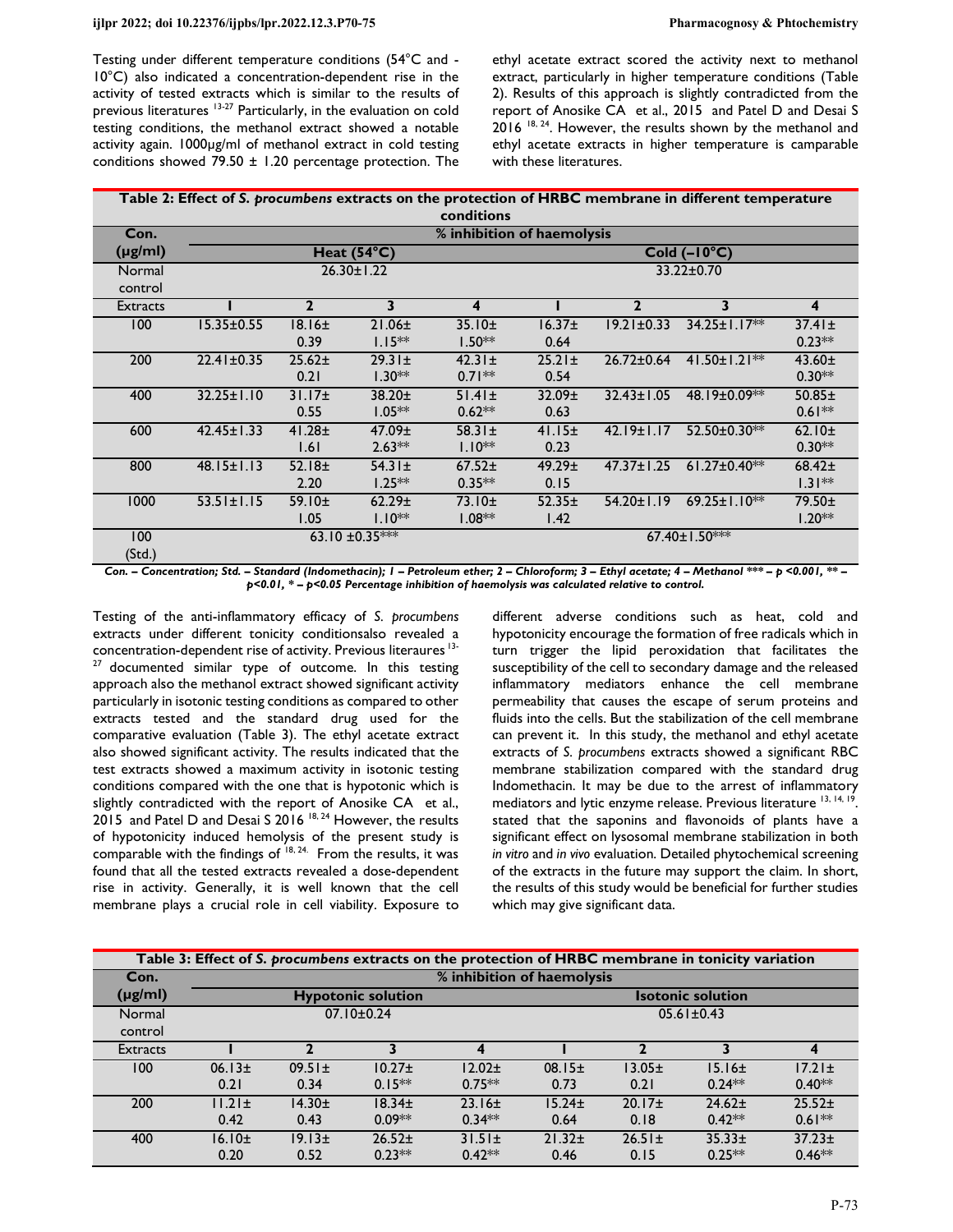Testing under different temperature conditions (54°C and -10°C) also indicated a concentration-dependent rise in the activity of tested extracts which is similar to the results of previous literatures [13-27] Particularly, in the evaluation on cold testing conditions, the methanol extract showed a notable activity again. 1000µg/ml of methanol extract in cold testing conditions showed 79.50 ± 1.20 percentage protection. The ethyl acetate extract scored the activity next to methanol extract, particularly in higher temperature conditions (Table 2). Results of this approach is slightly contradicted from the report of Anosike CA et al., 2015 and Patel D and Desai S 2016 [18, 24]. However, the results shown by the methanol and ethyl acetate extracts in higher temperature is camparable with these literatures.

**Table 2: Effect of *S. procumbens* extracts on the protection of HRBC membrane in different temperature conditions**

| Con. (µg/ml) | % inhibition of haemolysis | | | | | | | |
|---|---|---|---|---|---|---|---|---|
| | Heat (54°C) | | | | Cold (–10°C) | | | |
| Normal control | 26.30±1.22 | | | | 33.22±0.70 | | | |
| Extracts | 1 | 2 | 3 | 4 | 1 | 2 | 3 | 4 |
| 100 | 15.35±0.55 | 18.16±0.39 | 21.06±1.15** | 35.10±1.50** | 16.37±0.64 | 19.21±0.33 | 34.25±1.17** | 37.41±0.23** |
| 200 | 22.41±0.35 | 25.62±0.21 | 29.31±1.30** | 42.31±0.71** | 25.21±0.54 | 26.72±0.64 | 41.50±1.21** | 43.60±0.30** |
| 400 | 32.25±1.10 | 31.17±0.55 | 38.20±1.05** | 51.41±0.62** | 32.09±0.63 | 32.43±1.05 | 48.19±0.09** | 50.85±0.61** |
| 600 | 42.45±1.33 | 41.28±1.61 | 47.09±2.63** | 58.31±1.10** | 41.15±0.23 | 42.19±1.17 | 52.50±0.30** | 62.10±0.30** |
| 800 | 48.15±1.13 | 52.18±2.20 | 54.31±1.25** | 67.52±0.35** | 49.29±0.15 | 47.37±1.25 | 61.27±0.40** | 68.42±1.31** |
| 1000 | 53.51±1.15 | 59.10±1.05 | 62.29±1.10** | 73.10±1.08** | 52.35±1.42 | 54.20±1.19 | 69.25±1.10** | 79.50±1.20** |
| 100 (Std.) | 63.10 ±0.35*** | | | | 67.40±1.50*** | | | |

*Con. – Concentration; Std. – Standard (Indomethacin); 1 – Petroleum ether; 2 – Chloroform; 3 – Ethyl acetate; 4 – Methanol *** – p <0.001, ** – p<0.01, * – p<0.05 Percentage inhibition of haemolysis was calculated relative to control.*

Testing of the anti-inflammatory efficacy of *S. procumbens* extracts under different tonicity conditionsalso revealed a concentration-dependent rise of activity. Previous literatures [13-27] documented similar type of outcome. In this testing approach also the methanol extract showed significant activity particularly in isotonic testing conditions as compared to other extracts tested and the standard drug used for the comparative evaluation (Table 3). The ethyl acetate extract also showed significant activity. The results indicated that the test extracts showed a maximum activity in isotonic testing conditions compared with the one that is hypotonic which is slightly contradicted with the report of Anosike CA et al., 2015 and Patel D and Desai S 2016 [18, 24] However, the results of hypotonicity induced hemolysis of the present study is comparable with the findings of [18, 24.] From the results, it was found that all the tested extracts revealed a dose-dependent rise in activity. Generally, it is well known that the cell membrane plays a crucial role in cell viability. Exposure to different adverse conditions such as heat, cold and hypotonicity encourage the formation of free radicals which in turn trigger the lipid peroxidation that facilitates the susceptibility of the cell to secondary damage and the released inflammatory mediators enhance the cell membrane permeability that causes the escape of serum proteins and fluids into the cells. But the stabilization of the cell membrane can prevent it. In this study, the methanol and ethyl acetate extracts of *S. procumbens* extracts showed a significant RBC membrane stabilization compared with the standard drug Indomethacin. It may be due to the arrest of inflammatory mediators and lytic enzyme release. Previous literature [13, 14, 19]. stated that the saponins and flavonoids of plants have a significant effect on lysosomal membrane stabilization in both *in vitro* and *in vivo* evaluation. Detailed phytochemical screening of the extracts in the future may support the claim. In short, the results of this study would be beneficial for further studies which may give significant data.

**Table 3: Effect of *S. procumbens* extracts on the protection of HRBC membrane in tonicity variation**

| Con. (µg/ml) | % inhibition of haemolysis | | | | | | | |
|---|---|---|---|---|---|---|---|---|
| | Hypotonic solution | | | | Isotonic solution | | | |
| Normal control | 07.10±0.24 | | | | 05.61±0.43 | | | |
| Extracts | 1 | 2 | 3 | 4 | 1 | 2 | 3 | 4 |
| 100 | 06.13±0.21 | 09.51±0.34 | 10.27±0.15** | 12.02±0.75** | 08.15±0.73 | 13.05±0.21 | 15.16±0.24** | 17.21±0.40** |
| 200 | 11.21±0.42 | 14.30±0.43 | 18.34±0.09** | 23.16±0.34** | 15.24±0.64 | 20.17±0.18 | 24.62±0.42** | 25.52±0.61** |
| 400 | 16.10±0.20 | 19.13±0.52 | 26.52±0.23** | 31.51±0.42** | 21.32±0.46 | 26.51±0.15 | 35.33±0.25** | 37.23±0.46** |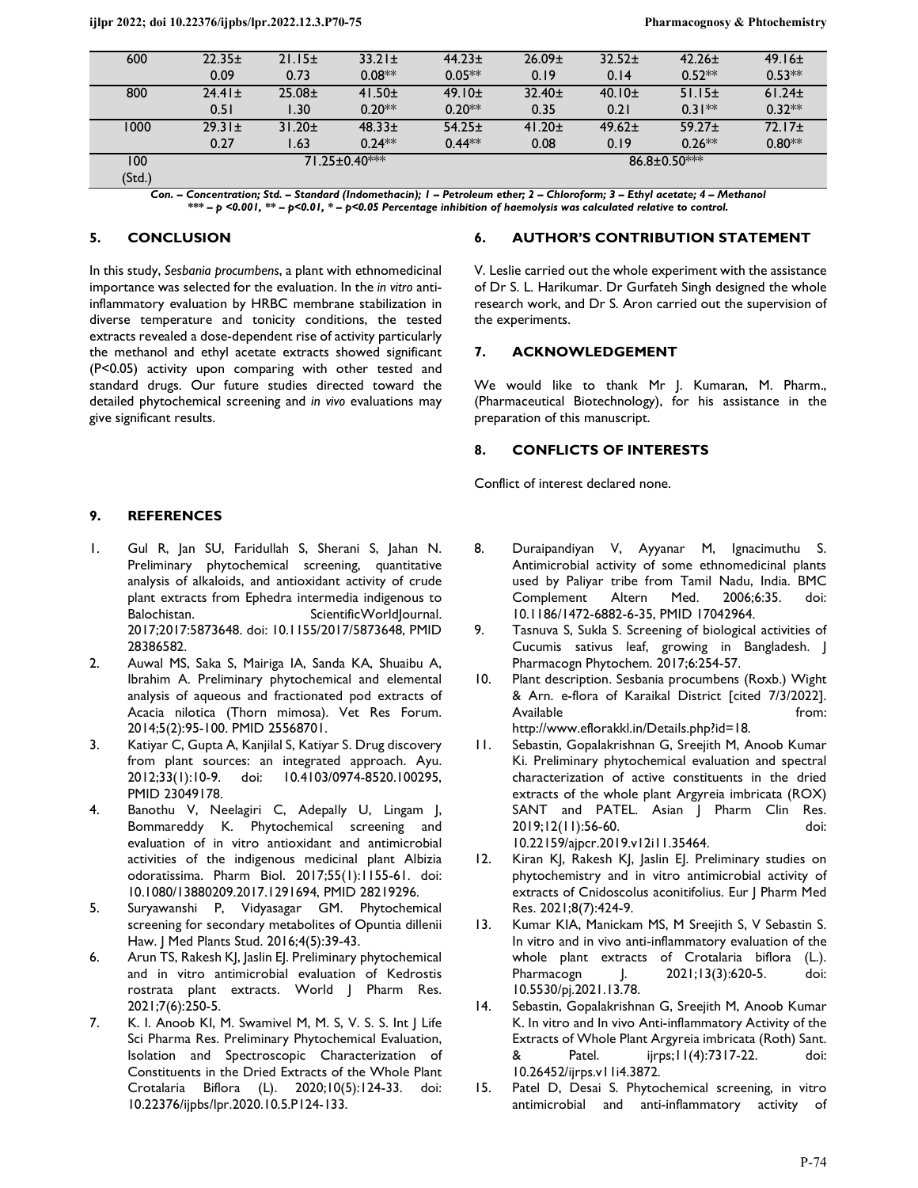| 600 | 22.35± 0.09 | 21.15± 0.73 | 33.21± 0.08** | 44.23± 0.05** | 26.09± 0.19 | 32.52± 0.14 | 42.26± 0.52** | 49.16± 0.53** |
|---|---|---|---|---|---|---|---|---|
| 800 | 24.41± 0.51 | 25.08± 1.30 | 41.50± 0.20** | 49.10± 0.20** | 32.40± 0.35 | 40.10± 0.21 | 51.15± 0.31** | 61.24± 0.32** |
| 1000 | 29.31± 0.27 | 31.20± 1.63 | 48.33± 0.24** | 54.25± 0.44** | 41.20± 0.08 | 49.62± 0.19 | 59.27± 0.26** | 72.17± 0.80** |
| 100 (Std.) | 71.25±0.40*** | | | | 86.8±0.50*** | | | |

*Con. – Concentration; Std. – Standard (Indomethacin); 1 – Petroleum ether; 2 – Chloroform; 3 – Ethyl acetate; 4 – Methanol*
****** – p <0.001, ** – p<0.01, * – p<0.05 Percentage inhibition of haemolysis was calculated relative to control.*

## 5. CONCLUSION

In this study, *Sesbania procumbens*, a plant with ethnomedicinal importance was selected for the evaluation. In the *in vitro* anti-inflammatory evaluation by HRBC membrane stabilization in diverse temperature and tonicity conditions, the tested extracts revealed a dose-dependent rise of activity particularly the methanol and ethyl acetate extracts showed significant (P<0.05) activity upon comparing with other tested and standard drugs. Our future studies directed toward the detailed phytochemical screening and *in vivo* evaluations may give significant results.

## 6. AUTHOR'S CONTRIBUTION STATEMENT

V. Leslie carried out the whole experiment with the assistance of Dr S. L. Harikumar. Dr Gurfateh Singh designed the whole research work, and Dr S. Aron carried out the supervision of the experiments.

## 7. ACKNOWLEDGEMENT

We would like to thank Mr J. Kumaran, M. Pharm., (Pharmaceutical Biotechnology), for his assistance in the preparation of this manuscript.

## 8. CONFLICTS OF INTERESTS

Conflict of interest declared none.

## 9. REFERENCES

1. Gul R, Jan SU, Faridullah S, Sherani S, Jahan N. Preliminary phytochemical screening, quantitative analysis of alkaloids, and antioxidant activity of crude plant extracts from Ephedra intermedia indigenous to Balochistan. ScientificWorldJournal. 2017;2017:5873648. doi: 10.1155/2017/5873648, PMID 28386582.
2. Auwal MS, Saka S, Mairiga IA, Sanda KA, Shuaibu A, Ibrahim A. Preliminary phytochemical and elemental analysis of aqueous and fractionated pod extracts of Acacia nilotica (Thorn mimosa). Vet Res Forum. 2014;5(2):95-100. PMID 25568701.
3. Katiyar C, Gupta A, Kanjilal S, Katiyar S. Drug discovery from plant sources: an integrated approach. Ayu. 2012;33(1):10-9. doi: 10.4103/0974-8520.100295, PMID 23049178.
4. Banothu V, Neelagiri C, Adepally U, Lingam J, Bommareddy K. Phytochemical screening and evaluation of in vitro antioxidant and antimicrobial activities of the indigenous medicinal plant Albizia odoratissima. Pharm Biol. 2017;55(1):1155-61. doi: 10.1080/13880209.2017.1291694, PMID 28219296.
5. Suryawanshi P, Vidyasagar GM. Phytochemical screening for secondary metabolites of Opuntia dillenii Haw. J Med Plants Stud. 2016;4(5):39-43.
6. Arun TS, Rakesh KJ, Jaslin EJ. Preliminary phytochemical and in vitro antimicrobial evaluation of Kedrostis rostrata plant extracts. World J Pharm Res. 2021;7(6):250-5.
7. K. I. Anoob KI, M. Swamivel M, M. S, V. S. S. Int J Life Sci Pharma Res. Preliminary Phytochemical Evaluation, Isolation and Spectroscopic Characterization of Constituents in the Dried Extracts of the Whole Plant Crotalaria Biflora (L). 2020;10(5):124-33. doi: 10.22376/ijpbs/lpr.2020.10.5.P124-133.
8. Duraipandiyan V, Ayyanar M, Ignacimuthu S. Antimicrobial activity of some ethnomedicinal plants used by Paliyar tribe from Tamil Nadu, India. BMC Complement Altern Med. 2006;6:35. doi: 10.1186/1472-6882-6-35, PMID 17042964.
9. Tasnuva S, Sukla S. Screening of biological activities of Cucumis sativus leaf, growing in Bangladesh. J Pharmacogn Phytochem. 2017;6:254-57.
10. Plant description. Sesbania procumbens (Roxb.) Wight & Arn. e-flora of Karaikal District [cited 7/3/2022]. Available from: http://www.eflorakkl.in/Details.php?id=18.
11. Sebastin, Gopalakrishnan G, Sreejith M, Anoob Kumar Ki. Preliminary phytochemical evaluation and spectral characterization of active constituents in the dried extracts of the whole plant Argyreia imbricata (ROX) SANT and PATEL. Asian J Pharm Clin Res. 2019;12(11):56-60. doi: 10.22159/ajpcr.2019.v12i11.35464.
12. Kiran KJ, Rakesh KJ, Jaslin EJ. Preliminary studies on phytochemistry and in vitro antimicrobial activity of extracts of Cnidoscolus aconitifolius. Eur J Pharm Med Res. 2021;8(7):424-9.
13. Kumar KIA, Manickam MS, M Sreejith S, V Sebastin S. In vitro and in vivo anti-inflammatory evaluation of the whole plant extracts of Crotalaria biflora (L.). Pharmacogn J. 2021;13(3):620-5. doi: 10.5530/pj.2021.13.78.
14. Sebastin, Gopalakrishnan G, Sreejith M, Anoob Kumar K. In vitro and In vivo Anti-inflammatory Activity of the Extracts of Whole Plant Argyreia imbricata (Roth) Sant. & Patel. ijrps;11(4):7317-22. doi: 10.26452/ijrps.v11i4.3872.
15. Patel D, Desai S. Phytochemical screening, in vitro antimicrobial and anti-inflammatory activity of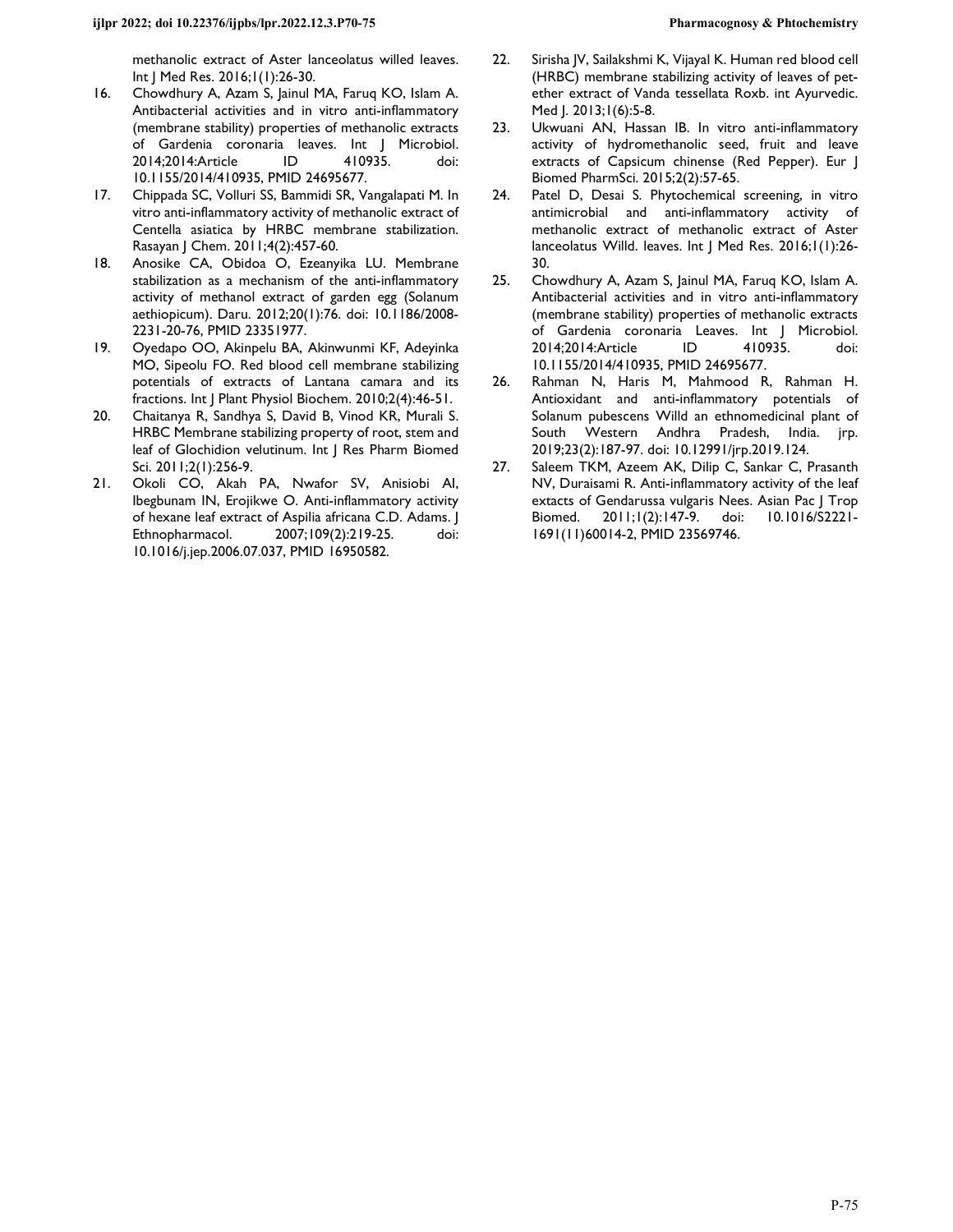methanolic extract of Aster lanceolatus willed leaves. Int J Med Res. 2016;1(1):26-30.

16. Chowdhury A, Azam S, Jainul MA, Faruq KO, Islam A. Antibacterial activities and in vitro anti-inflammatory (membrane stability) properties of methanolic extracts of Gardenia coronaria leaves. Int J Microbiol. 2014;2014:Article ID 410935. doi: 10.1155/2014/410935, PMID 24695677.
17. Chippada SC, Volluri SS, Bammidi SR, Vangalapati M. In vitro anti-inflammatory activity of methanolic extract of Centella asiatica by HRBC membrane stabilization. Rasayan J Chem. 2011;4(2):457-60.
18. Anosike CA, Obidoa O, Ezeanyika LU. Membrane stabilization as a mechanism of the anti-inflammatory activity of methanol extract of garden egg (Solanum aethiopicum). Daru. 2012;20(1):76. doi: 10.1186/2008-2231-20-76, PMID 23351977.
19. Oyedapo OO, Akinpelu BA, Akinwunmi KF, Adeyinka MO, Sipeolu FO. Red blood cell membrane stabilizing potentials of extracts of Lantana camara and its fractions. Int J Plant Physiol Biochem. 2010;2(4):46-51.
20. Chaitanya R, Sandhya S, David B, Vinod KR, Murali S. HRBC Membrane stabilizing property of root, stem and leaf of Glochidion velutinum. Int J Res Pharm Biomed Sci. 2011;2(1):256-9.
21. Okoli CO, Akah PA, Nwafor SV, Anisiobi AI, Ibegbunam IN, Erojikwe O. Anti-inflammatory activity of hexane leaf extract of Aspilia africana C.D. Adams. J Ethnopharmacol. 2007;109(2):219-25. doi: 10.1016/j.jep.2006.07.037, PMID 16950582.
22. Sirisha JV, Sailakshmi K, Vijayal K. Human red blood cell (HRBC) membrane stabilizing activity of leaves of pet-ether extract of Vanda tessellata Roxb. int Ayurvedic. Med J. 2013;1(6):5-8.
23. Ukwuani AN, Hassan IB. In vitro anti-inflammatory activity of hydromethanolic seed, fruit and leave extracts of Capsicum chinense (Red Pepper). Eur J Biomed PharmSci. 2015;2(2):57-65.
24. Patel D, Desai S. Phytochemical screening, in vitro antimicrobial and anti-inflammatory activity of methanolic extract of methanolic extract of Aster lanceolatus Willd. leaves. Int J Med Res. 2016;1(1):26-30.
25. Chowdhury A, Azam S, Jainul MA, Faruq KO, Islam A. Antibacterial activities and in vitro anti-inflammatory (membrane stability) properties of methanolic extracts of Gardenia coronaria Leaves. Int J Microbiol. 2014;2014:Article ID 410935. doi: 10.1155/2014/410935, PMID 24695677.
26. Rahman N, Haris M, Mahmood R, Rahman H. Antioxidant and anti-inflammatory potentials of Solanum pubescens Willd an ethnomedicinal plant of South Western Andhra Pradesh, India. jrp. 2019;23(2):187-97. doi: 10.12991/jrp.2019.124.
27. Saleem TKM, Azeem AK, Dilip C, Sankar C, Prasanth NV, Duraisami R. Anti-inflammatory activity of the leaf extacts of Gendarussa vulgaris Nees. Asian Pac J Trop Biomed. 2011;1(2):147-9. doi: 10.1016/S2221-1691(11)60014-2, PMID 23569746.